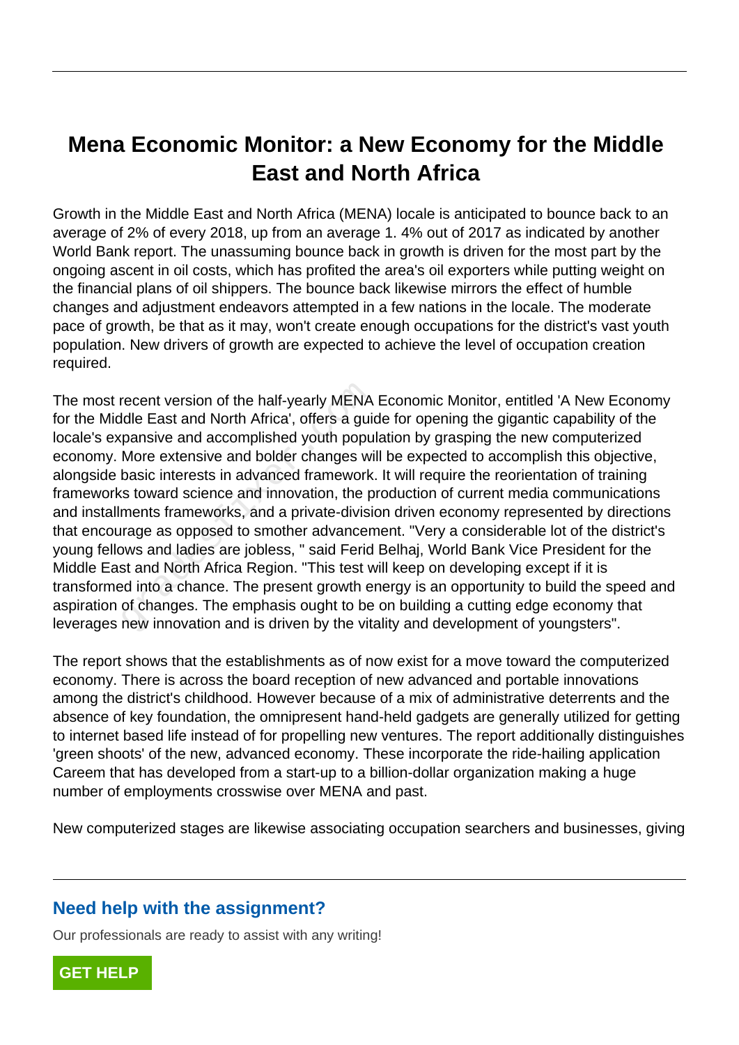# Mena Economic Monitor: a New Economy for the Middle East and North Africa

Growth in the Middle East and North Africa (MENA) locale is anticipated to bounce back to an average of 2% of every 2018, up from an average 1. 4% out of 2017 as indicated by another World Bank report. The unassuming bounce back in growth is driven for the most part by the ongoing ascent in oil costs, which has profited the area's oil exporters while putting weight on the financial plans of oil shippers. The bounce back likewise mirrors the effect of humble changes and adjustment endeavors attempted in a few nations in the locale. The moderate pace of growth, be that as it may, won't create enough occupations for the district's vast youth population. New drivers of growth are expected to achieve the level of occupation creation required.

The most recent version of the half-yearly MENA Economic Monitor, entitled 'A New Economy for the Middle East and North Africa', offers a guide for opening the gigantic capability of the locale's expansive and accomplished youth population by grasping the new computerized economy. More extensive and bolder changes will be expected to accomplish this objective, alongside basic interests in advanced framework. It will require the reorientation of training frameworks toward science and innovation, the production of current media communications and installments frameworks, and a private-division driven economy represented by directions that encourage as opposed to smother advancement. "Very a considerable lot of the district's young fellows and ladies are jobless, " said Ferid Belhaj, World Bank Vice President for the Middle East and North Africa Region. "This test will keep on developing except if it is transformed into a chance. The present growth energy is an opportunity to build the speed and aspiration of changes. The emphasis ought to be on building a cutting edge economy that leverages new innovation and is driven by the vitality and development of youngsters".

The report shows that the establishments as of now exist for a move toward the computerized economy. There is across the board reception of new advanced and portable innovations among the district's childhood. However because of a mix of administrative deterrents and the absence of key foundation, the omnipresent hand-held gadgets are generally utilized for getting to internet based life instead of for propelling new ventures. The report additionally distinguishes 'green shoots' of the new, advanced economy. These incorporate the ride-hailing application Careem that has developed from a start-up to a billion-dollar organization making a huge number of employments crosswise over MENA and past.

New computerized stages are likewise associating occupation searchers and businesses, giving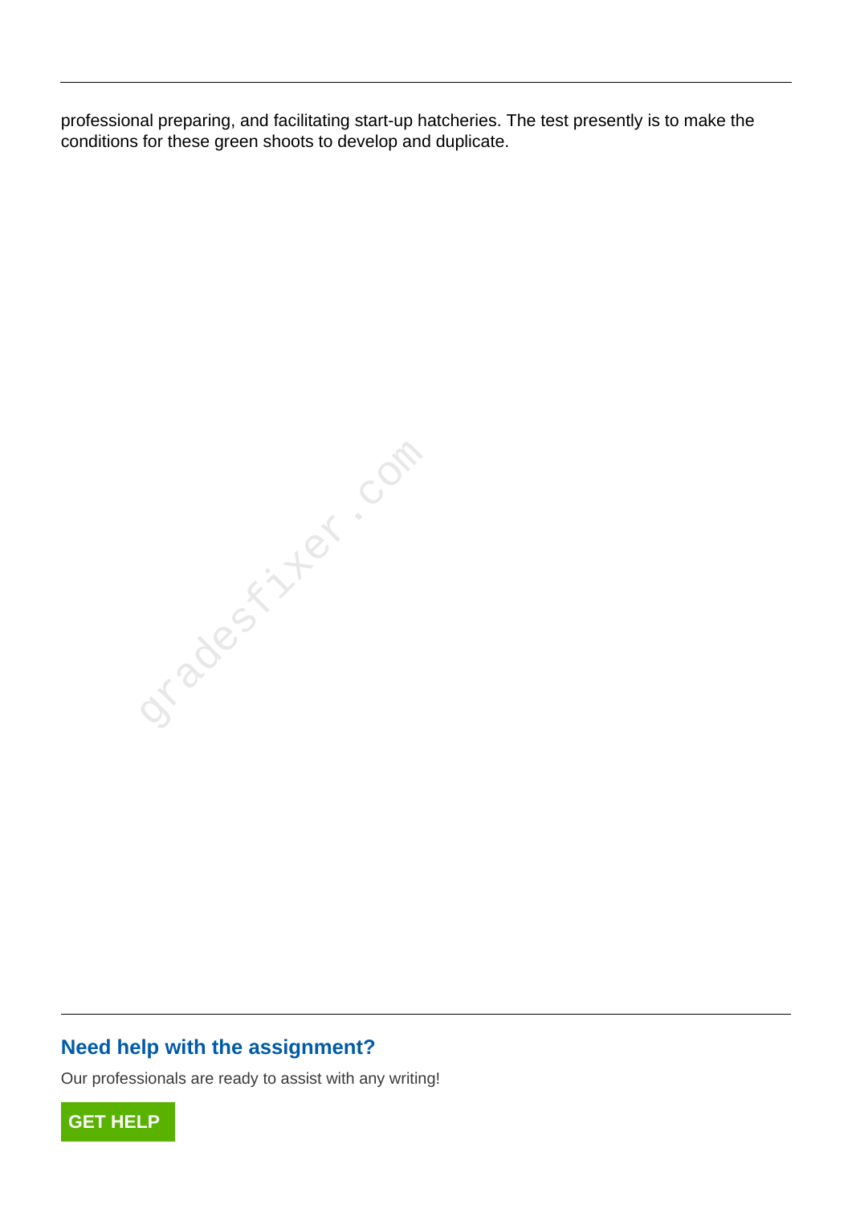professional preparing, and facilitating start-up hatcheries. The test presently is to make the conditions for these green shoots to develop and duplicate.